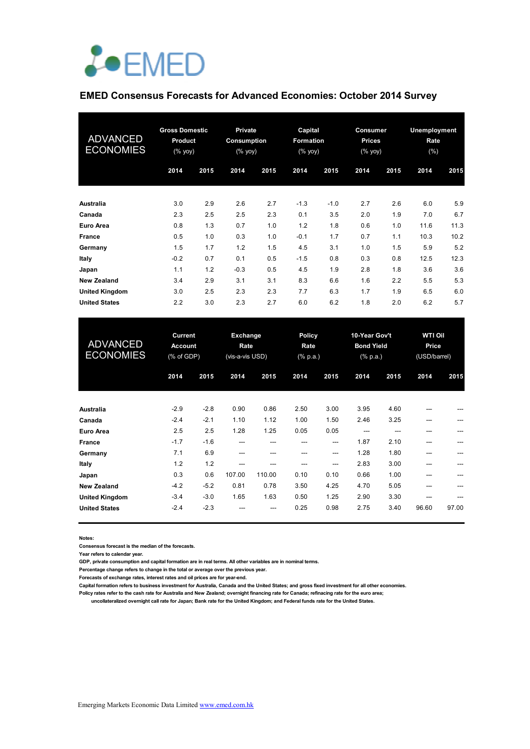EMED

# EMED Consensus Forecasts for Advanced Economies: October 2014 Survey

| ADVANCED ECONOMIES | Gross Domestic Product (% yoy) | | Private Consumption (% yoy) | | Capital Formation (% yoy) | | Consumer Prices (% yoy) | | Unemployment Rate (%) | |
|---|---|---|---|---|---|---|---|---|---|---|
| | 2014 | 2015 | 2014 | 2015 | 2014 | 2015 | 2014 | 2015 | 2014 | 2015 |
| Australia | 3.0 | 2.9 | 2.6 | 2.7 | -1.3 | -1.0 | 2.7 | 2.6 | 6.0 | 5.9 |
| Canada | 2.3 | 2.5 | 2.5 | 2.3 | 0.1 | 3.5 | 2.0 | 1.9 | 7.0 | 6.7 |
| Euro Area | 0.8 | 1.3 | 0.7 | 1.0 | 1.2 | 1.8 | 0.6 | 1.0 | 11.6 | 11.3 |
| France | 0.5 | 1.0 | 0.3 | 1.0 | -0.1 | 1.7 | 0.7 | 1.1 | 10.3 | 10.2 |
| Germany | 1.5 | 1.7 | 1.2 | 1.5 | 4.5 | 3.1 | 1.0 | 1.5 | 5.9 | 5.2 |
| Italy | -0.2 | 0.7 | 0.1 | 0.5 | -1.5 | 0.8 | 0.3 | 0.8 | 12.5 | 12.3 |
| Japan | 1.1 | 1.2 | -0.3 | 0.5 | 4.5 | 1.9 | 2.8 | 1.8 | 3.6 | 3.6 |
| New Zealand | 3.4 | 2.9 | 3.1 | 3.1 | 8.3 | 6.6 | 1.6 | 2.2 | 5.5 | 5.3 |
| United Kingdom | 3.0 | 2.5 | 2.3 | 2.3 | 7.7 | 6.3 | 1.7 | 1.9 | 6.5 | 6.0 |
| United States | 2.2 | 3.0 | 2.3 | 2.7 | 6.0 | 6.2 | 1.8 | 2.0 | 6.2 | 5.7 |

| ADVANCED ECONOMIES | Current Account (% of GDP) | | Exchange Rate (vis-a-vis USD) | | Policy Rate (% p.a.) | | 10-Year Gov't Bond Yield (% p.a.) | | WTI Oil Price (USD/barrel) | |
|---|---|---|---|---|---|---|---|---|---|---|
| | 2014 | 2015 | 2014 | 2015 | 2014 | 2015 | 2014 | 2015 | 2014 | 2015 |
| Australia | -2.9 | -2.8 | 0.90 | 0.86 | 2.50 | 3.00 | 3.95 | 4.60 | --- | --- |
| Canada | -2.4 | -2.1 | 1.10 | 1.12 | 1.00 | 1.50 | 2.46 | 3.25 | --- | --- |
| Euro Area | 2.5 | 2.5 | 1.28 | 1.25 | 0.05 | 0.05 | --- | --- | --- | --- |
| France | -1.7 | -1.6 | --- | --- | --- | --- | 1.87 | 2.10 | --- | --- |
| Germany | 7.1 | 6.9 | --- | --- | --- | --- | 1.28 | 1.80 | --- | --- |
| Italy | 1.2 | 1.2 | --- | --- | --- | --- | 2.83 | 3.00 | --- | --- |
| Japan | 0.3 | 0.6 | 107.00 | 110.00 | 0.10 | 0.10 | 0.66 | 1.00 | --- | --- |
| New Zealand | -4.2 | -5.2 | 0.81 | 0.78 | 3.50 | 4.25 | 4.70 | 5.05 | --- | --- |
| United Kingdom | -3.4 | -3.0 | 1.65 | 1.63 | 0.50 | 1.25 | 2.90 | 3.30 | --- | --- |
| United States | -2.4 | -2.3 | --- | --- | 0.25 | 0.98 | 2.75 | 3.40 | 96.60 | 97.00 |

**Notes:**
**Consensus forecast is the median of the forecasts.**
**Year refers to calendar year.**
**GDP, private consumption and capital formation are in real terms. All other variables are in nominal terms.**
**Percentage change refers to change in the total or average over the previous year.**
**Forecasts of exchange rates, interest rates and oil prices are for year-end.**
**Capital formation refers to business investment for Australia, Canada and the United States; and gross fixed investment for all other economies.**
**Policy rates refer to the cash rate for Australia and New Zealand; overnight financing rate for Canada; refinacing rate for the euro area; uncollateralized overnight call rate for Japan; Bank rate for the United Kingdom; and Federal funds rate for the United States.**

Emerging Markets Economic Data Limited www.emed.com.hk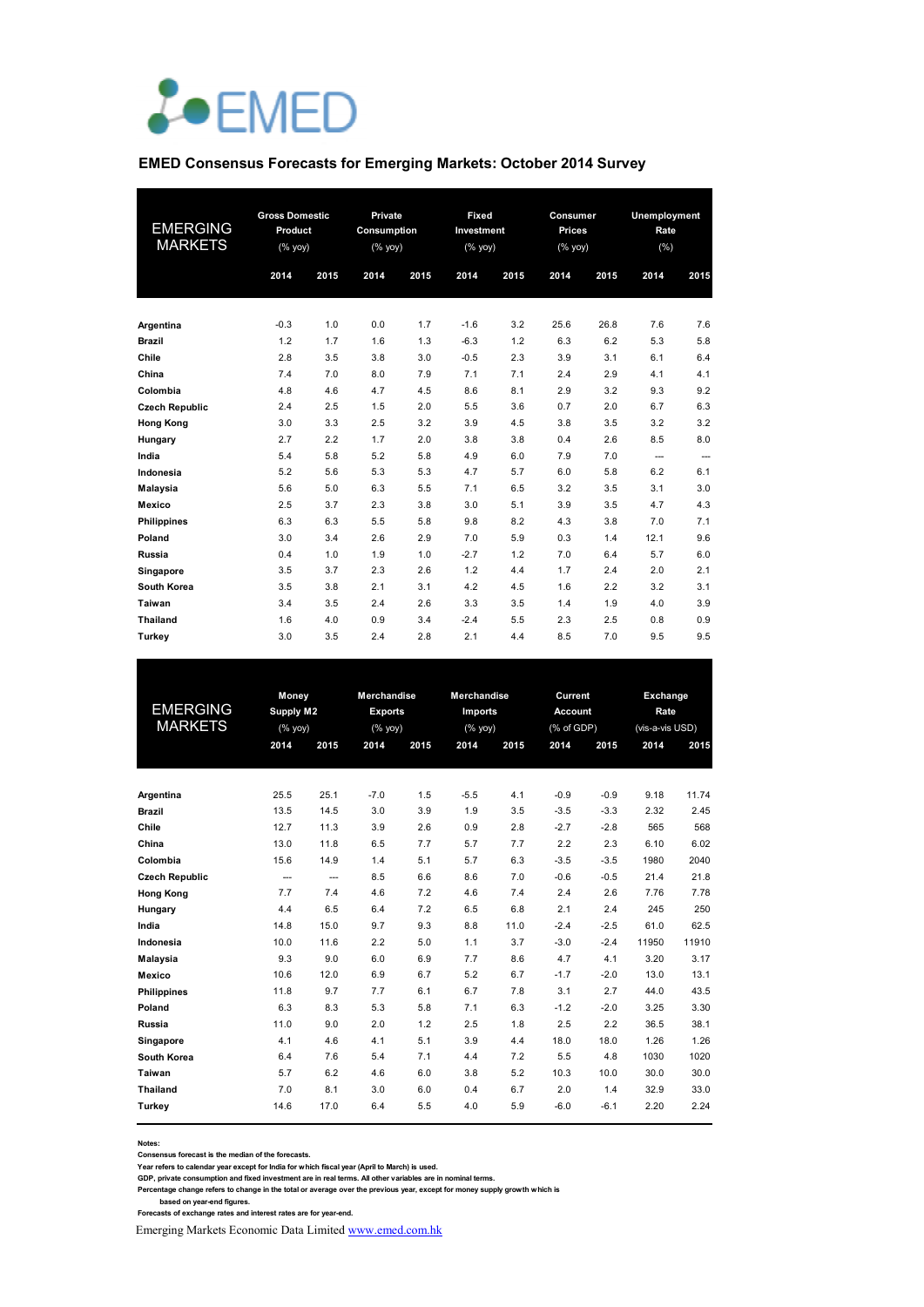# EMED

## EMED Consensus Forecasts for Emerging Markets: October 2014 Survey

| EMERGING MARKETS | Gross Domestic Product (% yoy) | | Private Consumption (% yoy) | | Fixed Investment (% yoy) | | Consumer Prices (% yoy) | | Unemployment Rate (%) | |
|---|---|---|---|---|---|---|---|---|---|---|
| | 2014 | 2015 | 2014 | 2015 | 2014 | 2015 | 2014 | 2015 | 2014 | 2015 |
| **Argentina** | -0.3 | 1.0 | 0.0 | 1.7 | -1.6 | 3.2 | 25.6 | 26.8 | 7.6 | 7.6 |
| **Brazil** | 1.2 | 1.7 | 1.6 | 1.3 | -6.3 | 1.2 | 6.3 | 6.2 | 5.3 | 5.8 |
| **Chile** | 2.8 | 3.5 | 3.8 | 3.0 | -0.5 | 2.3 | 3.9 | 3.1 | 6.1 | 6.4 |
| **China** | 7.4 | 7.0 | 8.0 | 7.9 | 7.1 | 7.1 | 2.4 | 2.9 | 4.1 | 4.1 |
| **Colombia** | 4.8 | 4.6 | 4.7 | 4.5 | 8.6 | 8.1 | 2.9 | 3.2 | 9.3 | 9.2 |
| **Czech Republic** | 2.4 | 2.5 | 1.5 | 2.0 | 5.5 | 3.6 | 0.7 | 2.0 | 6.7 | 6.3 |
| **Hong Kong** | 3.0 | 3.3 | 2.5 | 3.2 | 3.9 | 4.5 | 3.8 | 3.5 | 3.2 | 3.2 |
| **Hungary** | 2.7 | 2.2 | 1.7 | 2.0 | 3.8 | 3.8 | 0.4 | 2.6 | 8.5 | 8.0 |
| **India** | 5.4 | 5.8 | 5.2 | 5.8 | 4.9 | 6.0 | 7.9 | 7.0 | --- | --- |
| **Indonesia** | 5.2 | 5.6 | 5.3 | 5.3 | 4.7 | 5.7 | 6.0 | 5.8 | 6.2 | 6.1 |
| **Malaysia** | 5.6 | 5.0 | 6.3 | 5.5 | 7.1 | 6.5 | 3.2 | 3.5 | 3.1 | 3.0 |
| **Mexico** | 2.5 | 3.7 | 2.3 | 3.8 | 3.0 | 5.1 | 3.9 | 3.5 | 4.7 | 4.3 |
| **Philippines** | 6.3 | 6.3 | 5.5 | 5.8 | 9.8 | 8.2 | 4.3 | 3.8 | 7.0 | 7.1 |
| **Poland** | 3.0 | 3.4 | 2.6 | 2.9 | 7.0 | 5.9 | 0.3 | 1.4 | 12.1 | 9.6 |
| **Russia** | 0.4 | 1.0 | 1.9 | 1.0 | -2.7 | 1.2 | 7.0 | 6.4 | 5.7 | 6.0 |
| **Singapore** | 3.5 | 3.7 | 2.3 | 2.6 | 1.2 | 4.4 | 1.7 | 2.4 | 2.0 | 2.1 |
| **South Korea** | 3.5 | 3.8 | 2.1 | 3.1 | 4.2 | 4.5 | 1.6 | 2.2 | 3.2 | 3.1 |
| **Taiwan** | 3.4 | 3.5 | 2.4 | 2.6 | 3.3 | 3.5 | 1.4 | 1.9 | 4.0 | 3.9 |
| **Thailand** | 1.6 | 4.0 | 0.9 | 3.4 | -2.4 | 5.5 | 2.3 | 2.5 | 0.8 | 0.9 |
| **Turkey** | 3.0 | 3.5 | 2.4 | 2.8 | 2.1 | 4.4 | 8.5 | 7.0 | 9.5 | 9.5 |

| EMERGING MARKETS | Money Supply M2 (% yoy) | | Merchandise Exports (% yoy) | | Merchandise Imports (% yoy) | | Current Account (% of GDP) | | Exchange Rate (vis-a-vis USD) | |
|---|---|---|---|---|---|---|---|---|---|---|
| | 2014 | 2015 | 2014 | 2015 | 2014 | 2015 | 2014 | 2015 | 2014 | 2015 |
| **Argentina** | 25.5 | 25.1 | -7.0 | 1.5 | -5.5 | 4.1 | -0.9 | -0.9 | 9.18 | 11.74 |
| **Brazil** | 13.5 | 14.5 | 3.0 | 3.9 | 1.9 | 3.5 | -3.5 | -3.3 | 2.32 | 2.45 |
| **Chile** | 12.7 | 11.3 | 3.9 | 2.6 | 0.9 | 2.8 | -2.7 | -2.8 | 565 | 568 |
| **China** | 13.0 | 11.8 | 6.5 | 7.7 | 5.7 | 7.7 | 2.2 | 2.3 | 6.10 | 6.02 |
| **Colombia** | 15.6 | 14.9 | 1.4 | 5.1 | 5.7 | 6.3 | -3.5 | -3.5 | 1980 | 2040 |
| **Czech Republic** | --- | --- | 8.5 | 6.6 | 8.6 | 7.0 | -0.6 | -0.5 | 21.4 | 21.8 |
| **Hong Kong** | 7.7 | 7.4 | 4.6 | 7.2 | 4.6 | 7.4 | 2.4 | 2.6 | 7.76 | 7.78 |
| **Hungary** | 4.4 | 6.5 | 6.4 | 7.2 | 6.5 | 6.8 | 2.1 | 2.4 | 245 | 250 |
| **India** | 14.8 | 15.0 | 9.7 | 9.3 | 8.8 | 11.0 | -2.4 | -2.5 | 61.0 | 62.5 |
| **Indonesia** | 10.0 | 11.6 | 2.2 | 5.0 | 1.1 | 3.7 | -3.0 | -2.4 | 11950 | 11910 |
| **Malaysia** | 9.3 | 9.0 | 6.0 | 6.9 | 7.7 | 8.6 | 4.7 | 4.1 | 3.20 | 3.17 |
| **Mexico** | 10.6 | 12.0 | 6.9 | 6.7 | 5.2 | 6.7 | -1.7 | -2.0 | 13.0 | 13.1 |
| **Philippines** | 11.8 | 9.7 | 7.7 | 6.1 | 6.7 | 7.8 | 3.1 | 2.7 | 44.0 | 43.5 |
| **Poland** | 6.3 | 8.3 | 5.3 | 5.8 | 7.1 | 6.3 | -1.2 | -2.0 | 3.25 | 3.30 |
| **Russia** | 11.0 | 9.0 | 2.0 | 1.2 | 2.5 | 1.8 | 2.5 | 2.2 | 36.5 | 38.1 |
| **Singapore** | 4.1 | 4.6 | 4.1 | 5.1 | 3.9 | 4.4 | 18.0 | 18.0 | 1.26 | 1.26 |
| **South Korea** | 6.4 | 7.6 | 5.4 | 7.1 | 4.4 | 7.2 | 5.5 | 4.8 | 1030 | 1020 |
| **Taiwan** | 5.7 | 6.2 | 4.6 | 6.0 | 3.8 | 5.2 | 10.3 | 10.0 | 30.0 | 30.0 |
| **Thailand** | 7.0 | 8.1 | 3.0 | 6.0 | 0.4 | 6.7 | 2.0 | 1.4 | 32.9 | 33.0 |
| **Turkey** | 14.6 | 17.0 | 6.4 | 5.5 | 4.0 | 5.9 | -6.0 | -6.1 | 2.20 | 2.24 |

**Notes:**
Consensus forecast is the median of the forecasts.
Year refers to calendar year except for India for which fiscal year (April to March) is used.
GDP, private consumption and fixed investment are in real terms. All other variables are in nominal terms.
Percentage change refers to change in the total or average over the previous year, except for money supply growth which is based on year-end figures.
Forecasts of exchange rates and interest rates are for year-end.

Emerging Markets Economic Data Limited [www.emed.com.hk](http://www.emed.com.hk)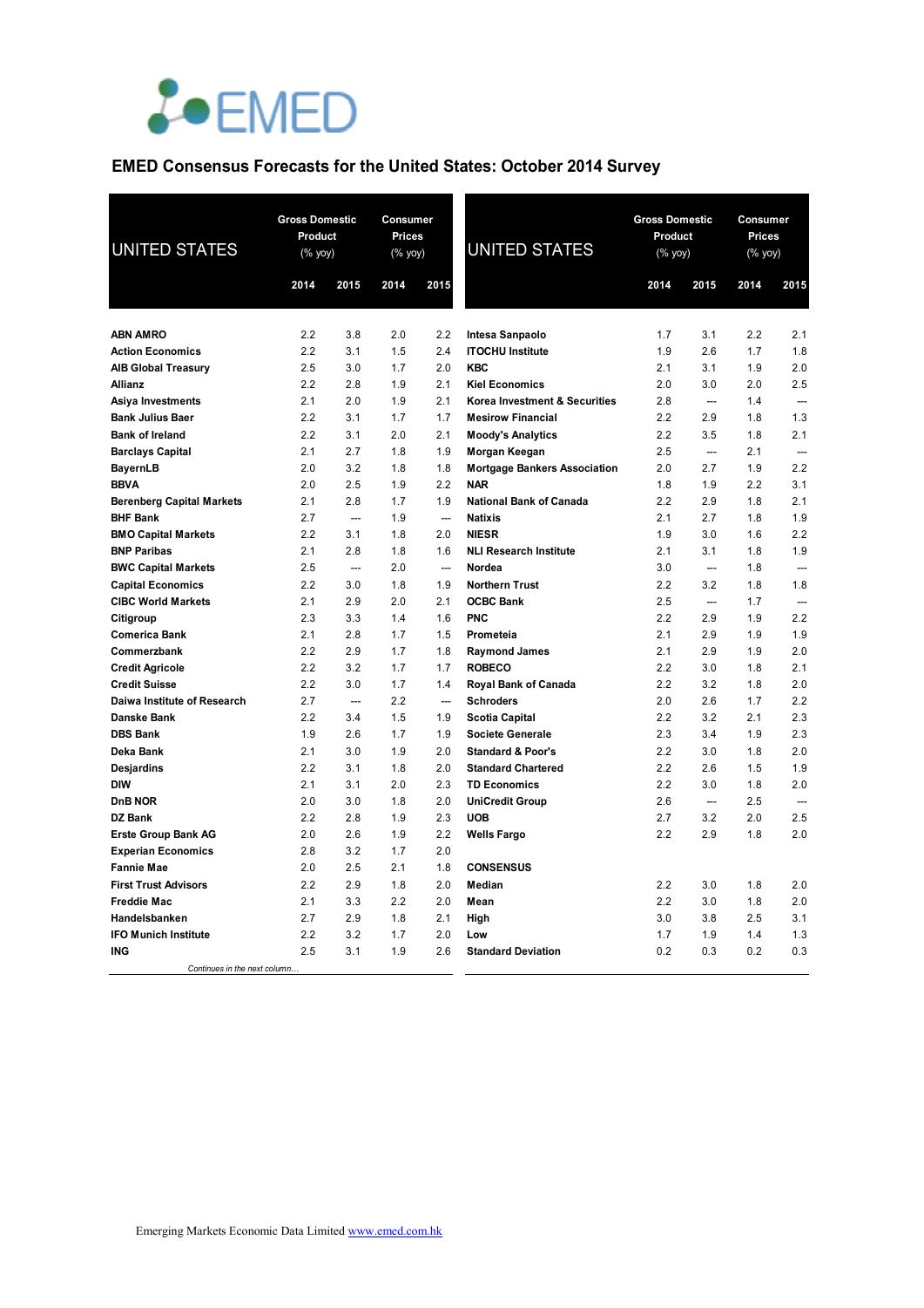# EMED Consensus Forecasts for the United States: October 2014 Survey

| UNITED STATES | Gross Domestic Product (% yoy) | | Consumer Prices (% yoy) | |
|---|---|---|---|---|
| | 2014 | 2015 | 2014 | 2015 |
| **ABN AMRO** | 2.2 | 3.8 | 2.0 | 2.2 |
| **Action Economics** | 2.2 | 3.1 | 1.5 | 2.4 |
| **AIB Global Treasury** | 2.5 | 3.0 | 1.7 | 2.0 |
| **Allianz** | 2.2 | 2.8 | 1.9 | 2.1 |
| **Asiya Investments** | 2.1 | 2.0 | 1.9 | 2.1 |
| **Bank Julius Baer** | 2.2 | 3.1 | 1.7 | 1.7 |
| **Bank of Ireland** | 2.2 | 3.1 | 2.0 | 2.1 |
| **Barclays Capital** | 2.1 | 2.7 | 1.8 | 1.9 |
| **BayernLB** | 2.0 | 3.2 | 1.8 | 1.8 |
| **BBVA** | 2.0 | 2.5 | 1.9 | 2.2 |
| **Berenberg Capital Markets** | 2.1 | 2.8 | 1.7 | 1.9 |
| **BHF Bank** | 2.7 | --- | 1.9 | --- |
| **BMO Capital Markets** | 2.2 | 3.1 | 1.8 | 2.0 |
| **BNP Paribas** | 2.1 | 2.8 | 1.8 | 1.6 |
| **BWC Capital Markets** | 2.5 | --- | 2.0 | --- |
| **Capital Economics** | 2.2 | 3.0 | 1.8 | 1.9 |
| **CIBC World Markets** | 2.1 | 2.9 | 2.0 | 2.1 |
| **Citigroup** | 2.3 | 3.3 | 1.4 | 1.6 |
| **Comerica Bank** | 2.1 | 2.8 | 1.7 | 1.5 |
| **Commerzbank** | 2.2 | 2.9 | 1.7 | 1.8 |
| **Credit Agricole** | 2.2 | 3.2 | 1.7 | 1.7 |
| **Credit Suisse** | 2.2 | 3.0 | 1.7 | 1.4 |
| **Daiwa Institute of Research** | 2.7 | --- | 2.2 | --- |
| **Danske Bank** | 2.2 | 3.4 | 1.5 | 1.9 |
| **DBS Bank** | 1.9 | 2.6 | 1.7 | 1.9 |
| **Deka Bank** | 2.1 | 3.0 | 1.9 | 2.0 |
| **Desjardins** | 2.2 | 3.1 | 1.8 | 2.0 |
| **DIW** | 2.1 | 3.1 | 2.0 | 2.3 |
| **DnB NOR** | 2.0 | 3.0 | 1.8 | 2.0 |
| **DZ Bank** | 2.2 | 2.8 | 1.9 | 2.3 |
| **Erste Group Bank AG** | 2.0 | 2.6 | 1.9 | 2.2 |
| **Experian Economics** | 2.8 | 3.2 | 1.7 | 2.0 |
| **Fannie Mae** | 2.0 | 2.5 | 2.1 | 1.8 |
| **First Trust Advisors** | 2.2 | 2.9 | 1.8 | 2.0 |
| **Freddie Mac** | 2.1 | 3.3 | 2.2 | 2.0 |
| **Handelsbanken** | 2.7 | 2.9 | 1.8 | 2.1 |
| **IFO Munich Institute** | 2.2 | 3.2 | 1.7 | 2.0 |
| **ING** | 2.5 | 3.1 | 1.9 | 2.6 |
| **Intesa Sanpaolo** | 1.7 | 3.1 | 2.2 | 2.1 |
| **ITOCHU Institute** | 1.9 | 2.6 | 1.7 | 1.8 |
| **KBC** | 2.1 | 3.1 | 1.9 | 2.0 |
| **Kiel Economics** | 2.0 | 3.0 | 2.0 | 2.5 |
| **Korea Investment & Securities** | 2.8 | --- | 1.4 | --- |
| **Mesirow Financial** | 2.2 | 2.9 | 1.8 | 1.3 |
| **Moody's Analytics** | 2.2 | 3.5 | 1.8 | 2.1 |
| **Morgan Keegan** | 2.5 | --- | 2.1 | --- |
| **Mortgage Bankers Association** | 2.0 | 2.7 | 1.9 | 2.2 |
| **NAR** | 1.8 | 1.9 | 2.2 | 3.1 |
| **National Bank of Canada** | 2.2 | 2.9 | 1.8 | 2.1 |
| **Natixis** | 2.1 | 2.7 | 1.8 | 1.9 |
| **NIESR** | 1.9 | 3.0 | 1.6 | 2.2 |
| **NLI Research Institute** | 2.1 | 3.1 | 1.8 | 1.9 |
| **Nordea** | 3.0 | --- | 1.8 | --- |
| **Northern Trust** | 2.2 | 3.2 | 1.8 | 1.8 |
| **OCBC Bank** | 2.5 | --- | 1.7 | --- |
| **PNC** | 2.2 | 2.9 | 1.9 | 2.2 |
| **Prometeia** | 2.1 | 2.9 | 1.9 | 1.9 |
| **Raymond James** | 2.1 | 2.9 | 1.9 | 2.0 |
| **ROBECO** | 2.2 | 3.0 | 1.8 | 2.1 |
| **Royal Bank of Canada** | 2.2 | 3.2 | 1.8 | 2.0 |
| **Schroders** | 2.0 | 2.6 | 1.7 | 2.2 |
| **Scotia Capital** | 2.2 | 3.2 | 2.1 | 2.3 |
| **Societe Generale** | 2.3 | 3.4 | 1.9 | 2.3 |
| **Standard & Poor's** | 2.2 | 3.0 | 1.8 | 2.0 |
| **Standard Chartered** | 2.2 | 2.6 | 1.5 | 1.9 |
| **TD Economics** | 2.2 | 3.0 | 1.8 | 2.0 |
| **UniCredit Group** | 2.6 | --- | 2.5 | --- |
| **UOB** | 2.7 | 3.2 | 2.0 | 2.5 |
| **Wells Fargo** | 2.2 | 2.9 | 1.8 | 2.0 |
| **CONSENSUS** | | | | |
| **Median** | 2.2 | 3.0 | 1.8 | 2.0 |
| **Mean** | 2.2 | 3.0 | 1.8 | 2.0 |
| **High** | 3.0 | 3.8 | 2.5 | 3.1 |
| **Low** | 1.7 | 1.9 | 1.4 | 1.3 |
| **Standard Deviation** | 0.2 | 0.3 | 0.2 | 0.3 |

Emerging Markets Economic Data Limited www.emed.com.hk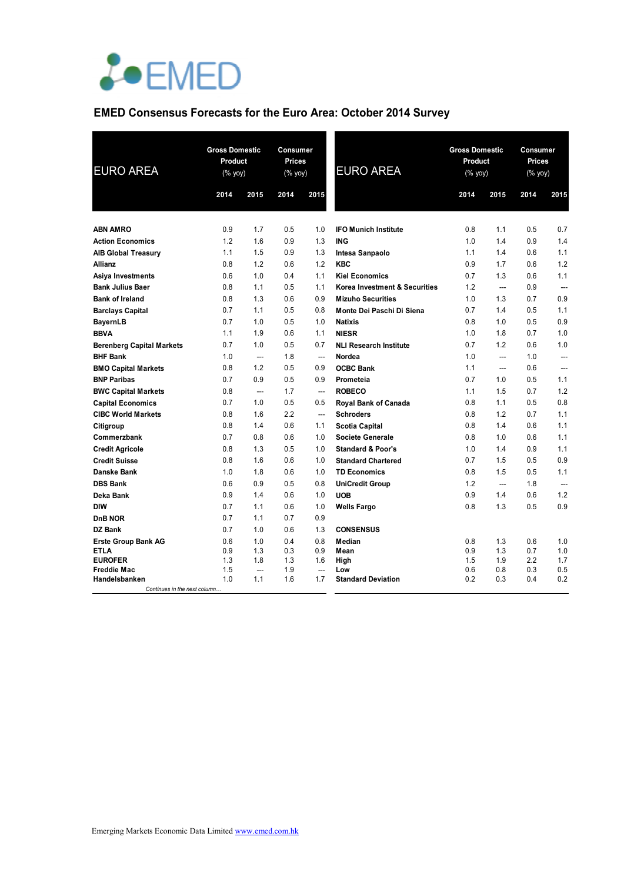EMED

## EMED Consensus Forecasts for the Euro Area: October 2014 Survey

| EURO AREA | Gross Domestic Product (% yoy) | | Consumer Prices (% yoy) | |
|---|---|---|---|---|
| | 2014 | 2015 | 2014 | 2015 |
| **ABN AMRO** | 0.9 | 1.7 | 0.5 | 1.0 |
| **Action Economics** | 1.2 | 1.6 | 0.9 | 1.3 |
| **AIB Global Treasury** | 1.1 | 1.5 | 0.9 | 1.3 |
| **Allianz** | 0.8 | 1.2 | 0.6 | 1.2 |
| **Asiya Investments** | 0.6 | 1.0 | 0.4 | 1.1 |
| **Bank Julius Baer** | 0.8 | 1.1 | 0.5 | 1.1 |
| **Bank of Ireland** | 0.8 | 1.3 | 0.6 | 0.9 |
| **Barclays Capital** | 0.7 | 1.1 | 0.5 | 0.8 |
| **BayernLB** | 0.7 | 1.0 | 0.5 | 1.0 |
| **BBVA** | 1.1 | 1.9 | 0.6 | 1.1 |
| **Berenberg Capital Markets** | 0.7 | 1.0 | 0.5 | 0.7 |
| **BHF Bank** | 1.0 | --- | 1.8 | --- |
| **BMO Capital Markets** | 0.8 | 1.2 | 0.5 | 0.9 |
| **BNP Paribas** | 0.7 | 0.9 | 0.5 | 0.9 |
| **BWC Capital Markets** | 0.8 | --- | 1.7 | --- |
| **Capital Economics** | 0.7 | 1.0 | 0.5 | 0.5 |
| **CIBC World Markets** | 0.8 | 1.6 | 2.2 | --- |
| **Citigroup** | 0.8 | 1.4 | 0.6 | 1.1 |
| **Commerzbank** | 0.7 | 0.8 | 0.6 | 1.0 |
| **Credit Agricole** | 0.8 | 1.3 | 0.5 | 1.0 |
| **Credit Suisse** | 0.8 | 1.6 | 0.6 | 1.0 |
| **Danske Bank** | 1.0 | 1.8 | 0.6 | 1.0 |
| **DBS Bank** | 0.6 | 0.9 | 0.5 | 0.8 |
| **Deka Bank** | 0.9 | 1.4 | 0.6 | 1.0 |
| **DIW** | 0.7 | 1.1 | 0.6 | 1.0 |
| **DnB NOR** | 0.7 | 1.1 | 0.7 | 0.9 |
| **DZ Bank** | 0.7 | 1.0 | 0.6 | 1.3 |
| **Erste Group Bank AG** | 0.6 | 1.0 | 0.4 | 0.8 |
| **ETLA** | 0.9 | 1.3 | 0.3 | 0.9 |
| **EUROFER** | 1.3 | 1.8 | 1.3 | 1.6 |
| **Freddie Mac** | 1.5 | --- | 1.9 | --- |
| **Handelsbanken** | 1.0 | 1.1 | 1.6 | 1.7 |
| **IFO Munich Institute** | 0.8 | 1.1 | 0.5 | 0.7 |
| **ING** | 1.0 | 1.4 | 0.9 | 1.4 |
| **Intesa Sanpaolo** | 1.1 | 1.4 | 0.6 | 1.1 |
| **KBC** | 0.9 | 1.7 | 0.6 | 1.2 |
| **Kiel Economics** | 0.7 | 1.3 | 0.6 | 1.1 |
| **Korea Investment & Securities** | 1.2 | --- | 0.9 | --- |
| **Mizuho Securities** | 1.0 | 1.3 | 0.7 | 0.9 |
| **Monte Dei Paschi Di Siena** | 0.7 | 1.4 | 0.5 | 1.1 |
| **Natixis** | 0.8 | 1.0 | 0.5 | 0.9 |
| **NIESR** | 1.0 | 1.8 | 0.7 | 1.0 |
| **NLI Research Institute** | 0.7 | 1.2 | 0.6 | 1.0 |
| **Nordea** | 1.0 | --- | 1.0 | --- |
| **OCBC Bank** | 1.1 | --- | 0.6 | --- |
| **Prometeia** | 0.7 | 1.0 | 0.5 | 1.1 |
| **ROBECO** | 1.1 | 1.5 | 0.7 | 1.2 |
| **Royal Bank of Canada** | 0.8 | 1.1 | 0.5 | 0.8 |
| **Schroders** | 0.8 | 1.2 | 0.7 | 1.1 |
| **Scotia Capital** | 0.8 | 1.4 | 0.6 | 1.1 |
| **Societe Generale** | 0.8 | 1.0 | 0.6 | 1.1 |
| **Standard & Poor's** | 1.0 | 1.4 | 0.9 | 1.1 |
| **Standard Chartered** | 0.7 | 1.5 | 0.5 | 0.9 |
| **TD Economics** | 0.8 | 1.5 | 0.5 | 1.1 |
| **UniCredit Group** | 1.2 | --- | 1.8 | --- |
| **UOB** | 0.9 | 1.4 | 0.6 | 1.2 |
| **Wells Fargo** | 0.8 | 1.3 | 0.5 | 0.9 |
| **CONSENSUS** | | | | |
| **Median** | 0.8 | 1.3 | 0.6 | 1.0 |
| **Mean** | 0.9 | 1.3 | 0.7 | 1.0 |
| **High** | 1.5 | 1.9 | 2.2 | 1.7 |
| **Low** | 0.6 | 0.8 | 0.3 | 0.5 |
| **Standard Deviation** | 0.2 | 0.3 | 0.4 | 0.2 |

Emerging Markets Economic Data Limited www.emed.com.hk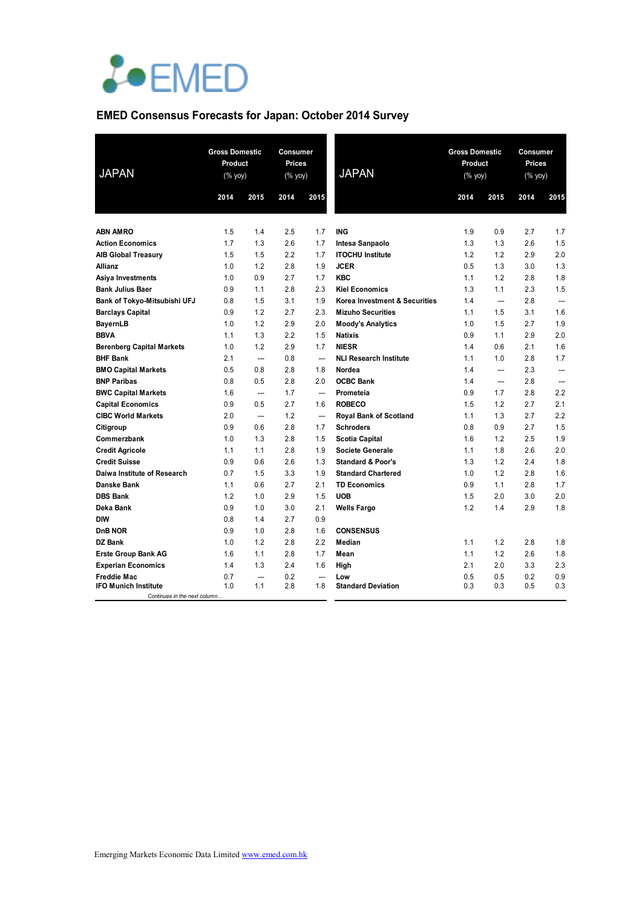# EMED

## EMED Consensus Forecasts for Japan: October 2014 Survey

| JAPAN | Gross Domestic Product (% yoy) | | Consumer Prices (% yoy) | |
|---|---|---|---|---|
| | 2014 | 2015 | 2014 | 2015 |
| **ABN AMRO** | 1.5 | 1.4 | 2.5 | 1.7 |
| **Action Economics** | 1.7 | 1.3 | 2.6 | 1.7 |
| **AIB Global Treasury** | 1.5 | 1.5 | 2.2 | 1.7 |
| **Allianz** | 1.0 | 1.2 | 2.8 | 1.9 |
| **Asiya Investments** | 1.0 | 0.9 | 2.7 | 1.7 |
| **Bank Julius Baer** | 0.9 | 1.1 | 2.8 | 2.3 |
| **Bank of Tokyo-Mitsubishi UFJ** | 0.8 | 1.5 | 3.1 | 1.9 |
| **Barclays Capital** | 0.9 | 1.2 | 2.7 | 2.3 |
| **BayernLB** | 1.0 | 1.2 | 2.9 | 2.0 |
| **BBVA** | 1.1 | 1.3 | 2.2 | 1.5 |
| **Berenberg Capital Markets** | 1.0 | 1.2 | 2.9 | 1.7 |
| **BHF Bank** | 2.1 | --- | 0.8 | --- |
| **BMO Capital Markets** | 0.5 | 0.8 | 2.8 | 1.8 |
| **BNP Paribas** | 0.8 | 0.5 | 2.8 | 2.0 |
| **BWC Capital Markets** | 1.6 | --- | 1.7 | --- |
| **Capital Economics** | 0.9 | 0.5 | 2.7 | 1.6 |
| **CIBC World Markets** | 2.0 | --- | 1.2 | --- |
| **Citigroup** | 0.9 | 0.6 | 2.8 | 1.7 |
| **Commerzbank** | 1.0 | 1.3 | 2.8 | 1.5 |
| **Credit Agricole** | 1.1 | 1.1 | 2.8 | 1.9 |
| **Credit Suisse** | 0.9 | 0.6 | 2.6 | 1.3 |
| **Daiwa Institute of Research** | 0.7 | 1.5 | 3.3 | 1.9 |
| **Danske Bank** | 1.1 | 0.6 | 2.7 | 2.1 |
| **DBS Bank** | 1.2 | 1.0 | 2.9 | 1.5 |
| **Deka Bank** | 0.9 | 1.0 | 3.0 | 2.1 |
| **DIW** | 0.8 | 1.4 | 2.7 | 0.9 |
| **DnB NOR** | 0.9 | 1.0 | 2.8 | 1.6 |
| **DZ Bank** | 1.0 | 1.2 | 2.8 | 2.2 |
| **Erste Group Bank AG** | 1.6 | 1.1 | 2.8 | 1.7 |
| **Experian Economics** | 1.4 | 1.3 | 2.4 | 1.6 |
| **Freddie Mac** | 0.7 | --- | 0.2 | --- |
| **IFO Munich Institute** | 1.0 | 1.1 | 2.8 | 1.8 |
| **ING** | 1.9 | 0.9 | 2.7 | 1.7 |
| **Intesa Sanpaolo** | 1.3 | 1.3 | 2.6 | 1.5 |
| **ITOCHU Institute** | 1.2 | 1.2 | 2.9 | 2.0 |
| **JCER** | 0.5 | 1.3 | 3.0 | 1.3 |
| **KBC** | 1.1 | 1.2 | 2.8 | 1.8 |
| **Kiel Economics** | 1.3 | 1.1 | 2.3 | 1.5 |
| **Korea Investment & Securities** | 1.4 | --- | 2.8 | --- |
| **Mizuho Securities** | 1.1 | 1.5 | 3.1 | 1.6 |
| **Moody's Analytics** | 1.0 | 1.5 | 2.7 | 1.9 |
| **Natixis** | 0.9 | 1.1 | 2.9 | 2.0 |
| **NIESR** | 1.4 | 0.6 | 2.1 | 1.6 |
| **NLI Research Institute** | 1.1 | 1.0 | 2.8 | 1.7 |
| **Nordea** | 1.4 | --- | 2.3 | --- |
| **OCBC Bank** | 1.4 | --- | 2.8 | --- |
| **Prometeia** | 0.9 | 1.7 | 2.8 | 2.2 |
| **ROBECO** | 1.5 | 1.2 | 2.7 | 2.1 |
| **Royal Bank of Scotland** | 1.1 | 1.3 | 2.7 | 2.2 |
| **Schroders** | 0.8 | 0.9 | 2.7 | 1.5 |
| **Scotia Capital** | 1.6 | 1.2 | 2.5 | 1.9 |
| **Societe Generale** | 1.1 | 1.8 | 2.6 | 2.0 |
| **Standard & Poor's** | 1.3 | 1.2 | 2.4 | 1.8 |
| **Standard Chartered** | 1.0 | 1.2 | 2.8 | 1.6 |
| **TD Economics** | 0.9 | 1.1 | 2.8 | 1.7 |
| **UOB** | 1.5 | 2.0 | 3.0 | 2.0 |
| **Wells Fargo** | 1.2 | 1.4 | 2.9 | 1.8 |
| **CONSENSUS** | | | | |
| **Median** | 1.1 | 1.2 | 2.8 | 1.8 |
| **Mean** | 1.1 | 1.2 | 2.6 | 1.8 |
| **High** | 2.1 | 2.0 | 3.3 | 2.3 |
| **Low** | 0.5 | 0.5 | 0.2 | 0.9 |
| **Standard Deviation** | 0.3 | 0.3 | 0.5 | 0.3 |

Emerging Markets Economic Data Limited www.emed.com.hk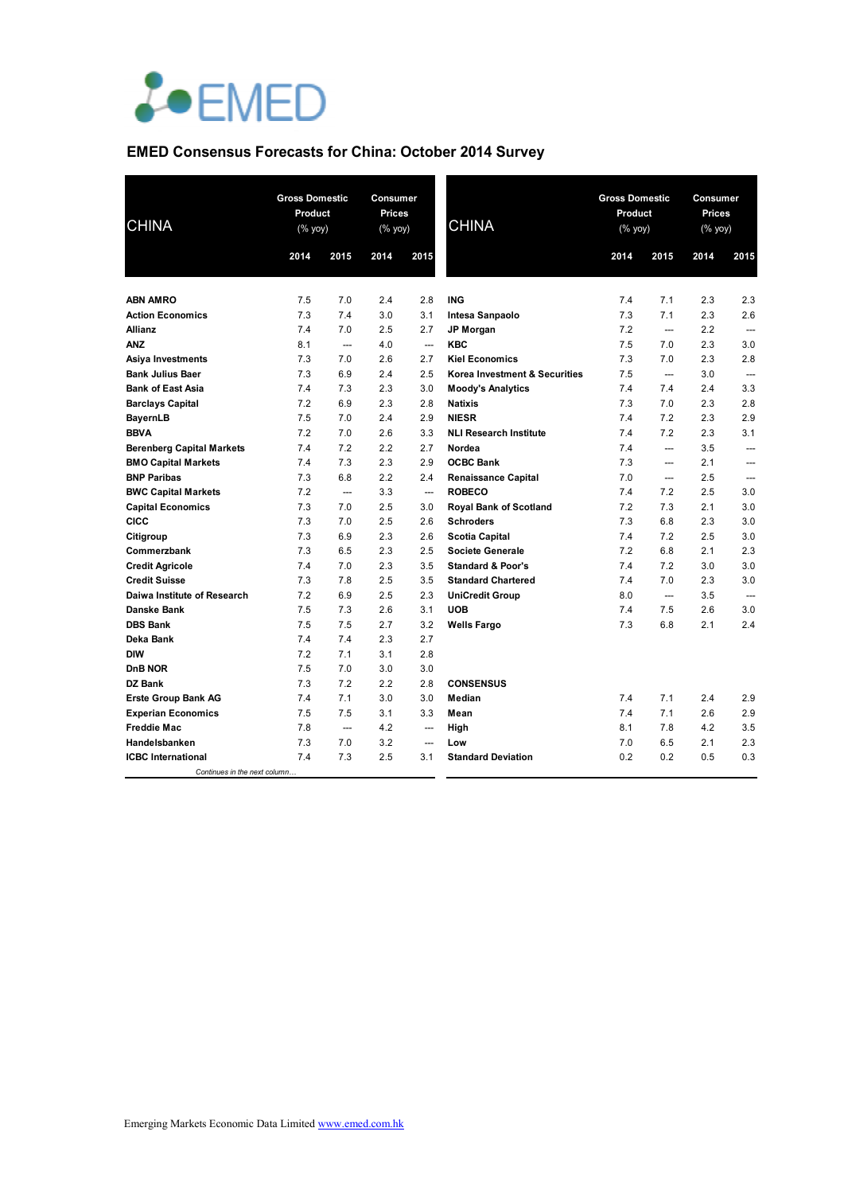EMED

## EMED Consensus Forecasts for China: October 2014 Survey

| CHINA | Gross Domestic Product (% yoy) | | Consumer Prices (% yoy) | |
|---|---|---|---|---|
| | 2014 | 2015 | 2014 | 2015 |
| **ABN AMRO** | 7.5 | 7.0 | 2.4 | 2.8 |
| **Action Economics** | 7.3 | 7.4 | 3.0 | 3.1 |
| **Allianz** | 7.4 | 7.0 | 2.5 | 2.7 |
| **ANZ** | 8.1 | --- | 4.0 | --- |
| **Asiya Investments** | 7.3 | 7.0 | 2.6 | 2.7 |
| **Bank Julius Baer** | 7.3 | 6.9 | 2.4 | 2.5 |
| **Bank of East Asia** | 7.4 | 7.3 | 2.3 | 3.0 |
| **Barclays Capital** | 7.2 | 6.9 | 2.3 | 2.8 |
| **BayernLB** | 7.5 | 7.0 | 2.4 | 2.9 |
| **BBVA** | 7.2 | 7.0 | 2.6 | 3.3 |
| **Berenberg Capital Markets** | 7.4 | 7.2 | 2.2 | 2.7 |
| **BMO Capital Markets** | 7.4 | 7.3 | 2.3 | 2.9 |
| **BNP Paribas** | 7.3 | 6.8 | 2.2 | 2.4 |
| **BWC Capital Markets** | 7.2 | --- | 3.3 | --- |
| **Capital Economics** | 7.3 | 7.0 | 2.5 | 3.0 |
| **CICC** | 7.3 | 7.0 | 2.5 | 2.6 |
| **Citigroup** | 7.3 | 6.9 | 2.3 | 2.6 |
| **Commerzbank** | 7.3 | 6.5 | 2.3 | 2.5 |
| **Credit Agricole** | 7.4 | 7.0 | 2.3 | 3.5 |
| **Credit Suisse** | 7.3 | 7.8 | 2.5 | 3.5 |
| **Daiwa Institute of Research** | 7.2 | 6.9 | 2.5 | 2.3 |
| **Danske Bank** | 7.5 | 7.3 | 2.6 | 3.1 |
| **DBS Bank** | 7.5 | 7.5 | 2.7 | 3.2 |
| **Deka Bank** | 7.4 | 7.4 | 2.3 | 2.7 |
| **DIW** | 7.2 | 7.1 | 3.1 | 2.8 |
| **DnB NOR** | 7.5 | 7.0 | 3.0 | 3.0 |
| **DZ Bank** | 7.3 | 7.2 | 2.2 | 2.8 |
| **Erste Group Bank AG** | 7.4 | 7.1 | 3.0 | 3.0 |
| **Experian Economics** | 7.5 | 7.5 | 3.1 | 3.3 |
| **Freddie Mac** | 7.8 | --- | 4.2 | --- |
| **Handelsbanken** | 7.3 | 7.0 | 3.2 | --- |
| **ICBC International** | 7.4 | 7.3 | 2.5 | 3.1 |
| **ING** | 7.4 | 7.1 | 2.3 | 2.3 |
| **Intesa Sanpaolo** | 7.3 | 7.1 | 2.3 | 2.6 |
| **JP Morgan** | 7.2 | --- | 2.2 | --- |
| **KBC** | 7.5 | 7.0 | 2.3 | 3.0 |
| **Kiel Economics** | 7.3 | 7.0 | 2.3 | 2.8 |
| **Korea Investment & Securities** | 7.5 | --- | 3.0 | --- |
| **Moody's Analytics** | 7.4 | 7.4 | 2.4 | 3.3 |
| **Natixis** | 7.3 | 7.0 | 2.3 | 2.8 |
| **NIESR** | 7.4 | 7.2 | 2.3 | 2.9 |
| **NLI Research Institute** | 7.4 | 7.2 | 2.3 | 3.1 |
| **Nordea** | 7.4 | --- | 3.5 | --- |
| **OCBC Bank** | 7.3 | --- | 2.1 | --- |
| **Renaissance Capital** | 7.0 | --- | 2.5 | --- |
| **ROBECO** | 7.4 | 7.2 | 2.5 | 3.0 |
| **Royal Bank of Scotland** | 7.2 | 7.3 | 2.1 | 3.0 |
| **Schroders** | 7.3 | 6.8 | 2.3 | 3.0 |
| **Scotia Capital** | 7.4 | 7.2 | 2.5 | 3.0 |
| **Societe Generale** | 7.2 | 6.8 | 2.1 | 2.3 |
| **Standard & Poor's** | 7.4 | 7.2 | 3.0 | 3.0 |
| **Standard Chartered** | 7.4 | 7.0 | 2.3 | 3.0 |
| **UniCredit Group** | 8.0 | --- | 3.5 | --- |
| **UOB** | 7.4 | 7.5 | 2.6 | 3.0 |
| **Wells Fargo** | 7.3 | 6.8 | 2.1 | 2.4 |
| **CONSENSUS** | | | | |
| **Median** | 7.4 | 7.1 | 2.4 | 2.9 |
| **Mean** | 7.4 | 7.1 | 2.6 | 2.9 |
| **High** | 8.1 | 7.8 | 4.2 | 3.5 |
| **Low** | 7.0 | 6.5 | 2.1 | 2.3 |
| **Standard Deviation** | 0.2 | 0.2 | 0.5 | 0.3 |

Emerging Markets Economic Data Limited www.emed.com.hk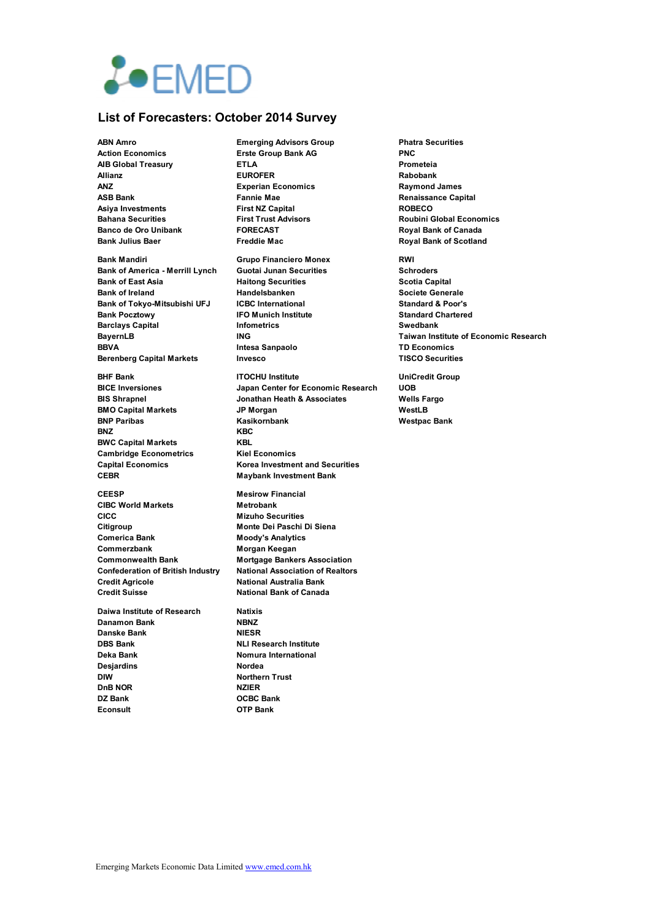# List of Forecasters: October 2014 Survey

ABN Amro
Action Economics
AIB Global Treasury
Allianz
ANZ
ASB Bank
Asiya Investments
Bahana Securities
Banco de Oro Unibank
Bank Julius Baer

Bank Mandiri
Bank of America - Merrill Lynch
Bank of East Asia
Bank of Ireland
Bank of Tokyo-Mitsubishi UFJ
Bank Pocztowy
Barclays Capital
BayernLB
BBVA
Berenberg Capital Markets

BHF Bank
BICE Inversiones
BIS Shrapnel
BMO Capital Markets
BNP Paribas
BNZ
BWC Capital Markets
Cambridge Econometrics
Capital Economics
CEBR

CEESP
CIBC World Markets
CICC
Citigroup
Comerica Bank
Commerzbank
Commonwealth Bank
Confederation of British Industry
Credit Agricole
Credit Suisse

Daiwa Institute of Research
Danamon Bank
Danske Bank
DBS Bank
Deka Bank
Desjardins
DIW
DnB NOR
DZ Bank
Econsult

Emerging Advisors Group
Erste Group Bank AG
ETLA
EUROFER
Experian Economics
Fannie Mae
First NZ Capital
First Trust Advisors
FORECAST
Freddie Mac

Grupo Financiero Monex
Guotai Junan Securities
Haitong Securities
Handelsbanken
ICBC International
IFO Munich Institute
Infometrics
ING
Intesa Sanpaolo
Invesco

ITOCHU Institute
Japan Center for Economic Research
Jonathan Heath & Associates
JP Morgan
Kasikornbank
KBC
KBL
Kiel Economics
Korea Investment and Securities
Maybank Investment Bank

Mesirow Financial
Metrobank
Mizuho Securities
Monte Dei Paschi Di Siena
Moody's Analytics
Morgan Keegan
Mortgage Bankers Association
National Association of Realtors
National Australia Bank
National Bank of Canada

Natixis
NBNZ
NIESR
NLI Research Institute
Nomura International
Nordea
Northern Trust
NZIER
OCBC Bank
OTP Bank

Phatra Securities
PNC
Prometeia
Rabobank
Raymond James
Renaissance Capital
ROBECO
Roubini Global Economics
Royal Bank of Canada
Royal Bank of Scotland

RWI
Schroders
Scotia Capital
Societe Generale
Standard & Poor's
Standard Chartered
Swedbank
Taiwan Institute of Economic Research
TD Economics
TISCO Securities

UniCredit Group
UOB
Wells Fargo
WestLB
Westpac Bank

Emerging Markets Economic Data Limited www.emed.com.hk